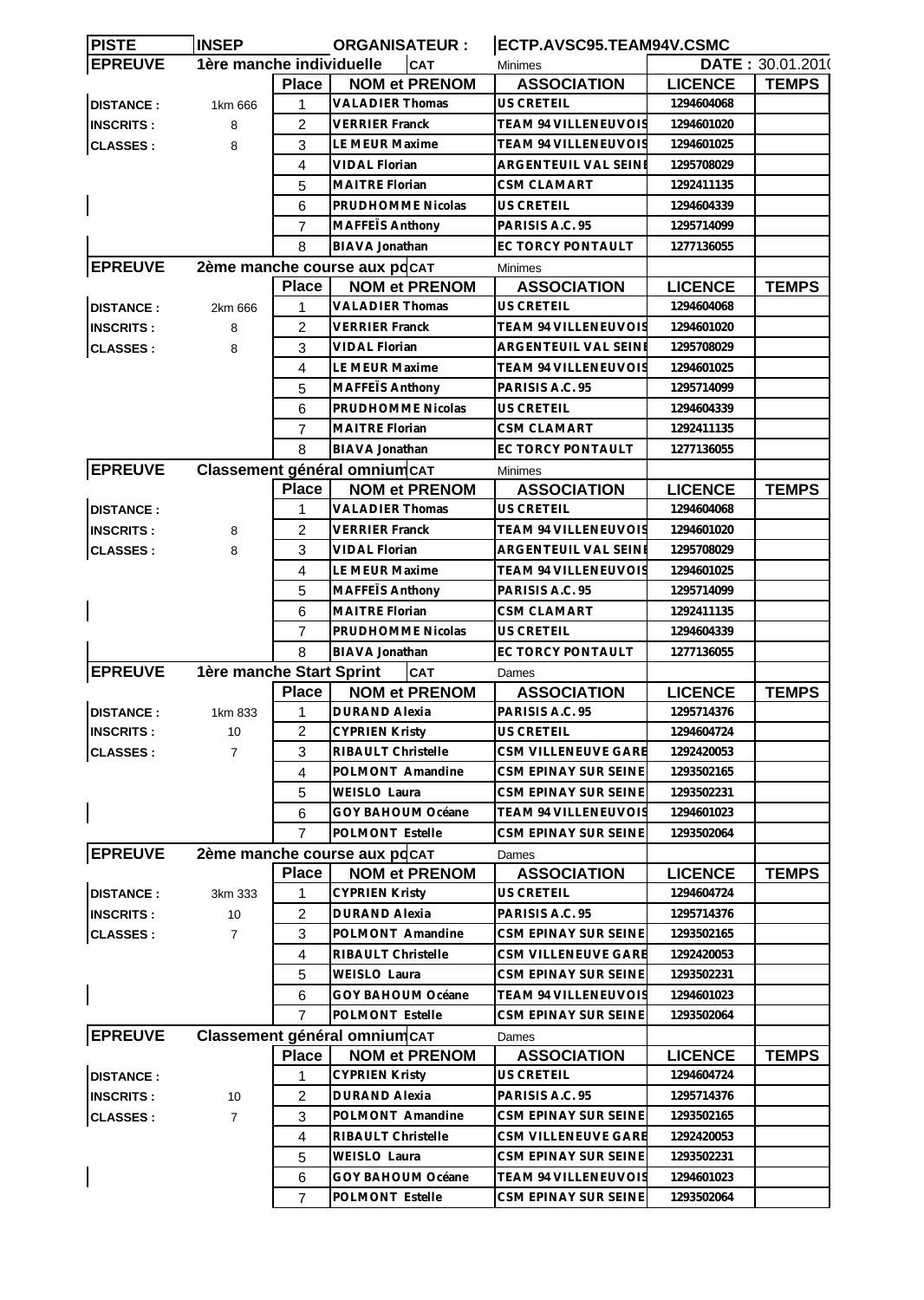| PISTE | INSEP | | ORGANISATEUR : | ECTP.AVSC95.TEAM94V.CSMC | | |
|---|---|---|---|---|---|---|
| **EPREUVE** | 1ère manche individuelle | | CAT | Minimes | | DATE : 30.01.2010 |

| | | Place | NOM et PRENOM | ASSOCIATION | LICENCE | TEMPS |
|---|---|---|---|---|---|---|
| DISTANCE : | 1km 666 | 1 | VALADIER Thomas | US CRETEIL | 1294604068 | |
| INSCRITS : | 8 | 2 | VERRIER Franck | TEAM 94 VILLENEUVOIS | 1294601020 | |
| CLASSES : | 8 | 3 | LE MEUR Maxime | TEAM 94 VILLENEUVOIS | 1294601025 | |
| | | 4 | VIDAL Florian | ARGENTEUIL VAL SEINE | 1295708029 | |
| | | 5 | MAITRE Florian | CSM CLAMART | 1292411135 | |
| | | 6 | PRUDHOMME Nicolas | US CRETEIL | 1294604339 | |
| | | 7 | MAFFEÏS Anthony | PARISIS A.C. 95 | 1295714099 | |
| | | 8 | BIAVA Jonathan | EC TORCY PONTAULT | 1277136055 | |

| **EPREUVE** | 2ème manche course aux po | CAT | Minimes | | | |
|---|---|---|---|---|---|---|
| | | Place | NOM et PRENOM | ASSOCIATION | LICENCE | TEMPS |
| DISTANCE : | 2km 666 | 1 | VALADIER Thomas | US CRETEIL | 1294604068 | |
| INSCRITS : | 8 | 2 | VERRIER Franck | TEAM 94 VILLENEUVOIS | 1294601020 | |
| CLASSES : | 8 | 3 | VIDAL Florian | ARGENTEUIL VAL SEINE | 1295708029 | |
| | | 4 | LE MEUR Maxime | TEAM 94 VILLENEUVOIS | 1294601025 | |
| | | 5 | MAFFEÏS Anthony | PARISIS A.C. 95 | 1295714099 | |
| | | 6 | PRUDHOMME Nicolas | US CRETEIL | 1294604339 | |
| | | 7 | MAITRE Florian | CSM CLAMART | 1292411135 | |
| | | 8 | BIAVA Jonathan | EC TORCY PONTAULT | 1277136055 | |

| **EPREUVE** | Classement général omnium | CAT | Minimes | | | |
|---|---|---|---|---|---|---|
| | | Place | NOM et PRENOM | ASSOCIATION | LICENCE | TEMPS |
| DISTANCE : | | 1 | VALADIER Thomas | US CRETEIL | 1294604068 | |
| INSCRITS : | 8 | 2 | VERRIER Franck | TEAM 94 VILLENEUVOIS | 1294601020 | |
| CLASSES : | 8 | 3 | VIDAL Florian | ARGENTEUIL VAL SEINE | 1295708029 | |
| | | 4 | LE MEUR Maxime | TEAM 94 VILLENEUVOIS | 1294601025 | |
| | | 5 | MAFFEÏS Anthony | PARISIS A.C. 95 | 1295714099 | |
| | | 6 | MAITRE Florian | CSM CLAMART | 1292411135 | |
| | | 7 | PRUDHOMME Nicolas | US CRETEIL | 1294604339 | |
| | | 8 | BIAVA Jonathan | EC TORCY PONTAULT | 1277136055 | |

| **EPREUVE** | 1ère manche Start Sprint | CAT | Dames | | | |
|---|---|---|---|---|---|---|
| | | Place | NOM et PRENOM | ASSOCIATION | LICENCE | TEMPS |
| DISTANCE : | 1km 833 | 1 | DURAND Alexia | PARISIS A.C. 95 | 1295714376 | |
| INSCRITS : | 10 | 2 | CYPRIEN Kristy | US CRETEIL | 1294604724 | |
| CLASSES : | 7 | 3 | RIBAULT Christelle | CSM VILLENEUVE GARE | 1292420053 | |
| | | 4 | POLMONT Amandine | CSM EPINAY SUR SEINE | 1293502165 | |
| | | 5 | WEISLO Laura | CSM EPINAY SUR SEINE | 1293502231 | |
| | | 6 | GOY BAHOUM Océane | TEAM 94 VILLENEUVOIS | 1294601023 | |
| | | 7 | POLMONT Estelle | CSM EPINAY SUR SEINE | 1293502064 | |

| **EPREUVE** | 2ème manche course aux po | CAT | Dames | | | |
|---|---|---|---|---|---|---|
| | | Place | NOM et PRENOM | ASSOCIATION | LICENCE | TEMPS |
| DISTANCE : | 3km 333 | 1 | CYPRIEN Kristy | US CRETEIL | 1294604724 | |
| INSCRITS : | 10 | 2 | DURAND Alexia | PARISIS A.C. 95 | 1295714376 | |
| CLASSES : | 7 | 3 | POLMONT Amandine | CSM EPINAY SUR SEINE | 1293502165 | |
| | | 4 | RIBAULT Christelle | CSM VILLENEUVE GARE | 1292420053 | |
| | | 5 | WEISLO Laura | CSM EPINAY SUR SEINE | 1293502231 | |
| | | 6 | GOY BAHOUM Océane | TEAM 94 VILLENEUVOIS | 1294601023 | |
| | | 7 | POLMONT Estelle | CSM EPINAY SUR SEINE | 1293502064 | |

| **EPREUVE** | Classement général omnium | CAT | Dames | | | |
|---|---|---|---|---|---|---|
| | | Place | NOM et PRENOM | ASSOCIATION | LICENCE | TEMPS |
| DISTANCE : | | 1 | CYPRIEN Kristy | US CRETEIL | 1294604724 | |
| INSCRITS : | 10 | 2 | DURAND Alexia | PARISIS A.C. 95 | 1295714376 | |
| CLASSES : | 7 | 3 | POLMONT Amandine | CSM EPINAY SUR SEINE | 1293502165 | |
| | | 4 | RIBAULT Christelle | CSM VILLENEUVE GARE | 1292420053 | |
| | | 5 | WEISLO Laura | CSM EPINAY SUR SEINE | 1293502231 | |
| | | 6 | GOY BAHOUM Océane | TEAM 94 VILLENEUVOIS | 1294601023 | |
| | | 7 | POLMONT Estelle | CSM EPINAY SUR SEINE | 1293502064 | |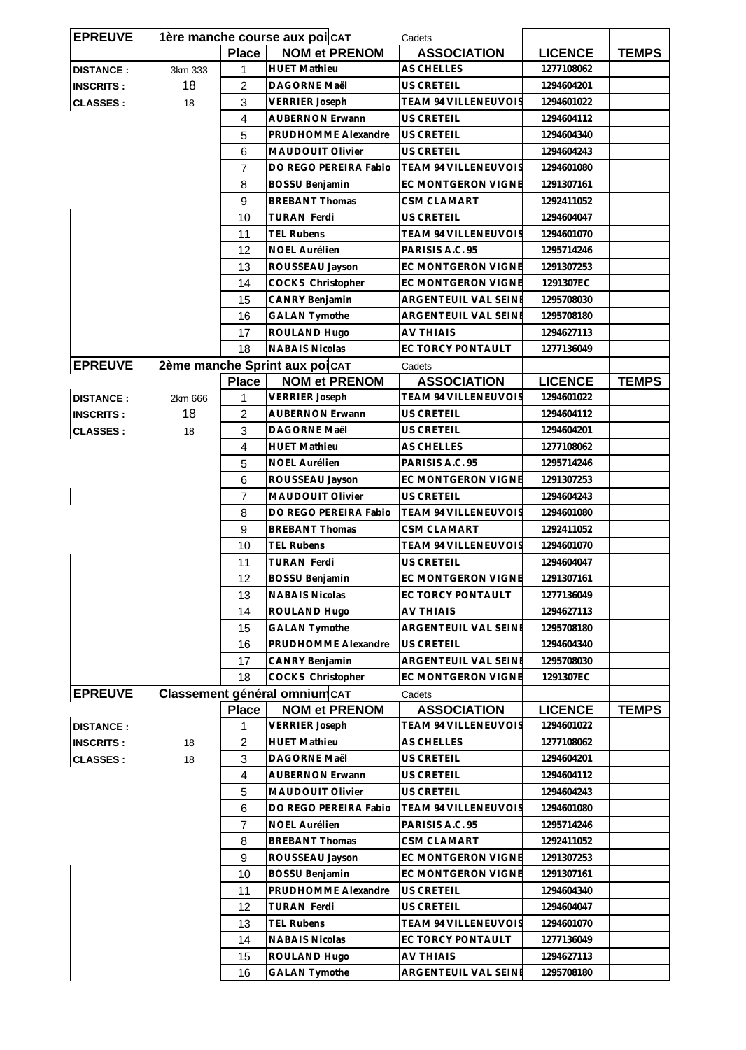| EPREUVE | 1ère manche course aux poi CAT | | | Cadets | | |
|---|---|---|---|---|---|---|
| | | Place | NOM et PRENOM | ASSOCIATION | LICENCE | TEMPS |
| DISTANCE : | 3km 333 | 1 | HUET Mathieu | AS CHELLES | 1277108062 | |
| INSCRITS : | 18 | 2 | DAGORNE Maël | US CRETEIL | 1294604201 | |
| CLASSES : | 18 | 3 | VERRIER Joseph | TEAM 94 VILLENEUVOIS | 1294601022 | |
| | | 4 | AUBERNON Erwann | US CRETEIL | 1294604112 | |
| | | 5 | PRUDHOMME Alexandre | US CRETEIL | 1294604340 | |
| | | 6 | MAUDOUIT Olivier | US CRETEIL | 1294604243 | |
| | | 7 | DO REGO PEREIRA Fabio | TEAM 94 VILLENEUVOIS | 1294601080 | |
| | | 8 | BOSSU Benjamin | EC MONTGERON VIGNE | 1291307161 | |
| | | 9 | BREBANT Thomas | CSM CLAMART | 1292411052 | |
| | | 10 | TURAN Ferdi | US CRETEIL | 1294604047 | |
| | | 11 | TEL Rubens | TEAM 94 VILLENEUVOIS | 1294601070 | |
| | | 12 | NOEL Aurélien | PARISIS A.C. 95 | 1295714246 | |
| | | 13 | ROUSSEAU Jayson | EC MONTGERON VIGNE | 1291307253 | |
| | | 14 | COCKS Christopher | EC MONTGERON VIGNE | 1291307EC | |
| | | 15 | CANRY Benjamin | ARGENTEUIL VAL SEINE | 1295708030 | |
| | | 16 | GALAN Tymothe | ARGENTEUIL VAL SEINE | 1295708180 | |
| | | 17 | ROULAND Hugo | AV THIAIS | 1294627113 | |
| | | 18 | NABAIS Nicolas | EC TORCY PONTAULT | 1277136049 | |

| EPREUVE | 2ème manche Sprint aux poi CAT | | | Cadets | | |
|---|---|---|---|---|---|---|
| | | Place | NOM et PRENOM | ASSOCIATION | LICENCE | TEMPS |
| DISTANCE : | 2km 666 | 1 | VERRIER Joseph | TEAM 94 VILLENEUVOIS | 1294601022 | |
| INSCRITS : | 18 | 2 | AUBERNON Erwann | US CRETEIL | 1294604112 | |
| CLASSES : | 18 | 3 | DAGORNE Maël | US CRETEIL | 1294604201 | |
| | | 4 | HUET Mathieu | AS CHELLES | 1277108062 | |
| | | 5 | NOEL Aurélien | PARISIS A.C. 95 | 1295714246 | |
| | | 6 | ROUSSEAU Jayson | EC MONTGERON VIGNE | 1291307253 | |
| | | 7 | MAUDOUIT Olivier | US CRETEIL | 1294604243 | |
| | | 8 | DO REGO PEREIRA Fabio | TEAM 94 VILLENEUVOIS | 1294601080 | |
| | | 9 | BREBANT Thomas | CSM CLAMART | 1292411052 | |
| | | 10 | TEL Rubens | TEAM 94 VILLENEUVOIS | 1294601070 | |
| | | 11 | TURAN Ferdi | US CRETEIL | 1294604047 | |
| | | 12 | BOSSU Benjamin | EC MONTGERON VIGNE | 1291307161 | |
| | | 13 | NABAIS Nicolas | EC TORCY PONTAULT | 1277136049 | |
| | | 14 | ROULAND Hugo | AV THIAIS | 1294627113 | |
| | | 15 | GALAN Tymothe | ARGENTEUIL VAL SEINE | 1295708180 | |
| | | 16 | PRUDHOMME Alexandre | US CRETEIL | 1294604340 | |
| | | 17 | CANRY Benjamin | ARGENTEUIL VAL SEINE | 1295708030 | |
| | | 18 | COCKS Christopher | EC MONTGERON VIGNE | 1291307EC | |

| EPREUVE | Classement général omnium CAT | | | Cadets | | |
|---|---|---|---|---|---|---|
| | | Place | NOM et PRENOM | ASSOCIATION | LICENCE | TEMPS |
| DISTANCE : | | 1 | VERRIER Joseph | TEAM 94 VILLENEUVOIS | 1294601022 | |
| INSCRITS : | 18 | 2 | HUET Mathieu | AS CHELLES | 1277108062 | |
| CLASSES : | 18 | 3 | DAGORNE Maël | US CRETEIL | 1294604201 | |
| | | 4 | AUBERNON Erwann | US CRETEIL | 1294604112 | |
| | | 5 | MAUDOUIT Olivier | US CRETEIL | 1294604243 | |
| | | 6 | DO REGO PEREIRA Fabio | TEAM 94 VILLENEUVOIS | 1294601080 | |
| | | 7 | NOEL Aurélien | PARISIS A.C. 95 | 1295714246 | |
| | | 8 | BREBANT Thomas | CSM CLAMART | 1292411052 | |
| | | 9 | ROUSSEAU Jayson | EC MONTGERON VIGNE | 1291307253 | |
| | | 10 | BOSSU Benjamin | EC MONTGERON VIGNE | 1291307161 | |
| | | 11 | PRUDHOMME Alexandre | US CRETEIL | 1294604340 | |
| | | 12 | TURAN Ferdi | US CRETEIL | 1294604047 | |
| | | 13 | TEL Rubens | TEAM 94 VILLENEUVOIS | 1294601070 | |
| | | 14 | NABAIS Nicolas | EC TORCY PONTAULT | 1277136049 | |
| | | 15 | ROULAND Hugo | AV THIAIS | 1294627113 | |
| | | 16 | GALAN Tymothe | ARGENTEUIL VAL SEINE | 1295708180 | |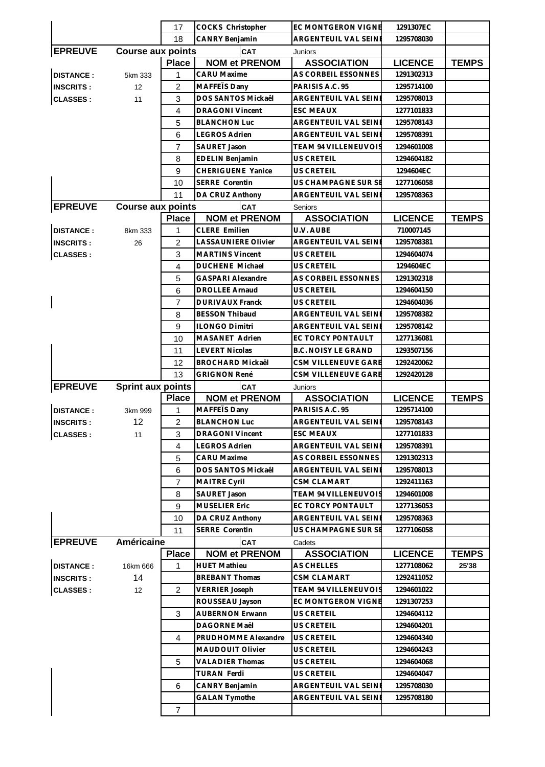| | | Place | NOM et PRENOM | ASSOCIATION | LICENCE | TEMPS |
|---|---|---|---|---|---|---|
| | | 17 | COCKS Christopher | EC MONTGERON VIGNE | 1291307EC | |
| | | 18 | CANRY Benjamin | ARGENTEUIL VAL SEINE | 1295708030 | |

| EPREUVE | Course aux points | CAT | Juniors | | | |
|---|---|---|---|---|---|---|
| | | Place | NOM et PRENOM | ASSOCIATION | LICENCE | TEMPS |
| DISTANCE : | 5km 333 | 1 | CARU Maxime | AS CORBEIL ESSONNES | 1291302313 | |
| INSCRITS : | 12 | 2 | MAFFEÏS Dany | PARISIS A.C. 95 | 1295714100 | |
| CLASSES : | 11 | 3 | DOS SANTOS Mickaêl | ARGENTEUIL VAL SEINE | 1295708013 | |
| | | 4 | DRAGONI Vincent | ESC MEAUX | 1277101833 | |
| | | 5 | BLANCHON Luc | ARGENTEUIL VAL SEINE | 1295708143 | |
| | | 6 | LEGROS Adrien | ARGENTEUIL VAL SEINE | 1295708391 | |
| | | 7 | SAURET Jason | TEAM 94 VILLENEUVOIS | 1294601008 | |
| | | 8 | EDELIN Benjamin | US CRETEIL | 1294604182 | |
| | | 9 | CHERIGUENE Yanice | US CRETEIL | 1294604EC | |
| | | 10 | SERRE Corentin | US CHAMPAGNE SUR SE | 1277106058 | |
| | | 11 | DA CRUZ Anthony | ARGENTEUIL VAL SEINE | 1295708363 | |

| EPREUVE | Course aux points | CAT | Seniors | | | |
|---|---|---|---|---|---|---|
| | | Place | NOM et PRENOM | ASSOCIATION | LICENCE | TEMPS |
| DISTANCE : | 8km 333 | 1 | CLERE Emilien | U.V. AUBE | 710007145 | |
| INSCRITS : | 26 | 2 | LASSAUNIERE Olivier | ARGENTEUIL VAL SEINE | 1295708381 | |
| CLASSES : | | 3 | MARTINS Vincent | US CRETEIL | 1294604074 | |
| | | 4 | DUCHENE Michael | US CRETEIL | 1294604EC | |
| | | 5 | GASPARI Alexandre | AS CORBEIL ESSONNES | 1291302318 | |
| | | 6 | DROLLEE Arnaud | US CRETEIL | 1294604150 | |
| | | 7 | DURIVAUX Franck | US CRETEIL | 1294604036 | |
| | | 8 | BESSON Thibaud | ARGENTEUIL VAL SEINE | 1295708382 | |
| | | 9 | ILONGO Dimitri | ARGENTEUIL VAL SEINE | 1295708142 | |
| | | 10 | MASANET Adrien | EC TORCY PONTAULT | 1277136081 | |
| | | 11 | LEVERT Nicolas | B.C. NOISY LE GRAND | 1293507156 | |
| | | 12 | BROCHARD Mickaël | CSM VILLENEUVE GARE | 1292420062 | |
| | | 13 | GRIGNON René | CSM VILLENEUVE GARE | 1292420128 | |

| EPREUVE | Sprint aux points | CAT | Juniors | | | |
|---|---|---|---|---|---|---|
| | | Place | NOM et PRENOM | ASSOCIATION | LICENCE | TEMPS |
| DISTANCE : | 3km 999 | 1 | MAFFEÏS Dany | PARISIS A.C. 95 | 1295714100 | |
| INSCRITS : | 12 | 2 | BLANCHON Luc | ARGENTEUIL VAL SEINE | 1295708143 | |
| CLASSES : | 11 | 3 | DRAGONI Vincent | ESC MEAUX | 1277101833 | |
| | | 4 | LEGROS Adrien | ARGENTEUIL VAL SEINE | 1295708391 | |
| | | 5 | CARU Maxime | AS CORBEIL ESSONNES | 1291302313 | |
| | | 6 | DOS SANTOS Mickaêl | ARGENTEUIL VAL SEINE | 1295708013 | |
| | | 7 | MAITRE Cyril | CSM CLAMART | 1292411163 | |
| | | 8 | SAURET Jason | TEAM 94 VILLENEUVOIS | 1294601008 | |
| | | 9 | MUSELIER Eric | EC TORCY PONTAULT | 1277136053 | |
| | | 10 | DA CRUZ Anthony | ARGENTEUIL VAL SEINE | 1295708363 | |
| | | 11 | SERRE Corentin | US CHAMPAGNE SUR SE | 1277106058 | |

| EPREUVE | Américaine | CAT | Cadets | | | |
|---|---|---|---|---|---|---|
| | | Place | NOM et PRENOM | ASSOCIATION | LICENCE | TEMPS |
| DISTANCE : | 16km 666 | 1 | HUET Mathieu | AS CHELLES | 1277108062 | 25'38 |
| INSCRITS : | 14 | | BREBANT Thomas | CSM CLAMART | 1292411052 | |
| CLASSES : | 12 | 2 | VERRIER Joseph | TEAM 94 VILLENEUVOIS | 1294601022 | |
| | | | ROUSSEAU Jayson | EC MONTGERON VIGNE | 1291307253 | |
| | | 3 | AUBERNON Erwann | US CRETEIL | 1294604112 | |
| | | | DAGORNE Maël | US CRETEIL | 1294604201 | |
| | | 4 | PRUDHOMME Alexandre | US CRETEIL | 1294604340 | |
| | | | MAUDOUIT Olivier | US CRETEIL | 1294604243 | |
| | | 5 | VALADIER Thomas | US CRETEIL | 1294604068 | |
| | | | TURAN Ferdi | US CRETEIL | 1294604047 | |
| | | 6 | CANRY Benjamin | ARGENTEUIL VAL SEINE | 1295708030 | |
| | | | GALAN Tymothe | ARGENTEUIL VAL SEINE | 1295708180 | |
| | | 7 | | | | |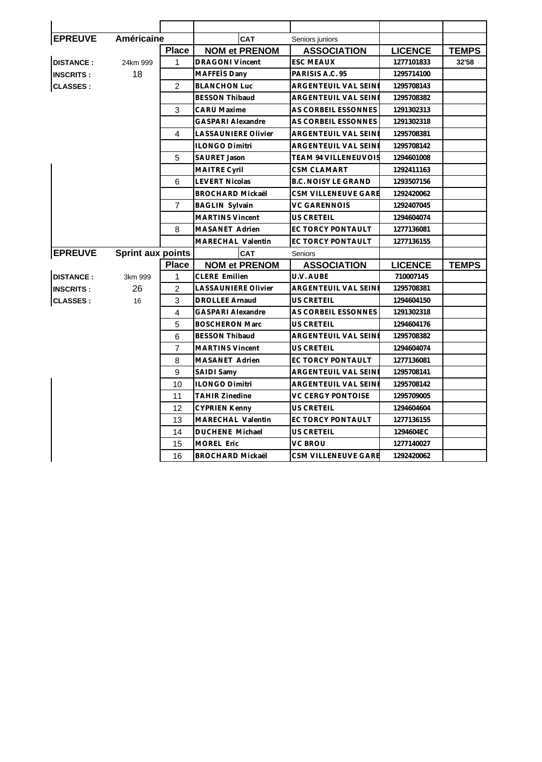| | | | | | | |
|---|---|---|---|---|---|---|
| **EPREUVE** | **Américaine** | | **CAT** | Seniors juniors | | |
| | | **Place** | **NOM et PRENOM** | **ASSOCIATION** | **LICENCE** | **TEMPS** |
| **DISTANCE :** | 24km 999 | 1 | DRAGONI Vincent | ESC MEAUX | 1277101833 | 32'58 |
| **INSCRITS :** | 18 | | MAFFEÏS Dany | PARISIS A.C. 95 | 1295714100 | |
| **CLASSES :** | | 2 | BLANCHON Luc | ARGENTEUIL VAL SEINE | 1295708143 | |
| | | | BESSON Thibaud | ARGENTEUIL VAL SEINE | 1295708382 | |
| | | 3 | CARU Maxime | AS CORBEIL ESSONNES | 1291302313 | |
| | | | GASPARI Alexandre | AS CORBEIL ESSONNES | 1291302318 | |
| | | 4 | LASSAUNIERE Olivier | ARGENTEUIL VAL SEINE | 1295708381 | |
| | | | ILONGO Dimitri | ARGENTEUIL VAL SEINE | 1295708142 | |
| | | 5 | SAURET Jason | TEAM 94 VILLENEUVOIS | 1294601008 | |
| | | | MAITRE Cyril | CSM CLAMART | 1292411163 | |
| | | 6 | LEVERT Nicolas | B.C. NOISY LE GRAND | 1293507156 | |
| | | | BROCHARD Mickaël | CSM VILLENEUVE GARE | 1292420062 | |
| | | 7 | BAGLIN Sylvain | VC GARENNOIS | 1292407045 | |
| | | | MARTINS Vincent | US CRETEIL | 1294604074 | |
| | | 8 | MASANET Adrien | EC TORCY PONTAULT | 1277136081 | |
| | | | MARECHAL Valentin | EC TORCY PONTAULT | 1277136155 | |
| **EPREUVE** | **Sprint aux points** | | **CAT** | Seniors | | |
| | | **Place** | **NOM et PRENOM** | **ASSOCIATION** | **LICENCE** | **TEMPS** |
| **DISTANCE :** | 3km 999 | 1 | CLERE Emilien | U.V. AUBE | 710007145 | |
| **INSCRITS :** | 26 | 2 | LASSAUNIERE Olivier | ARGENTEUIL VAL SEINE | 1295708381 | |
| **CLASSES :** | 16 | 3 | DROLLEE Arnaud | US CRETEIL | 1294604150 | |
| | | 4 | GASPARI Alexandre | AS CORBEIL ESSONNES | 1291302318 | |
| | | 5 | BOSCHERON Marc | US CRETEIL | 1294604176 | |
| | | 6 | BESSON Thibaud | ARGENTEUIL VAL SEINE | 1295708382 | |
| | | 7 | MARTINS Vincent | US CRETEIL | 1294604074 | |
| | | 8 | MASANET Adrien | EC TORCY PONTAULT | 1277136081 | |
| | | 9 | SAIDI Samy | ARGENTEUIL VAL SEINE | 1295708141 | |
| | | 10 | ILONGO Dimitri | ARGENTEUIL VAL SEINE | 1295708142 | |
| | | 11 | TAHIR Zinedine | VC CERGY PONTOISE | 1295709005 | |
| | | 12 | CYPRIEN Kenny | US CRETEIL | 1294604604 | |
| | | 13 | MARECHAL Valentin | EC TORCY PONTAULT | 1277136155 | |
| | | 14 | DUCHENE Michael | US CRETEIL | 1294604EC | |
| | | 15 | MOREL Eric | VC BROU | 1277140027 | |
| | | 16 | BROCHARD Mickaël | CSM VILLENEUVE GARE | 1292420062 | |